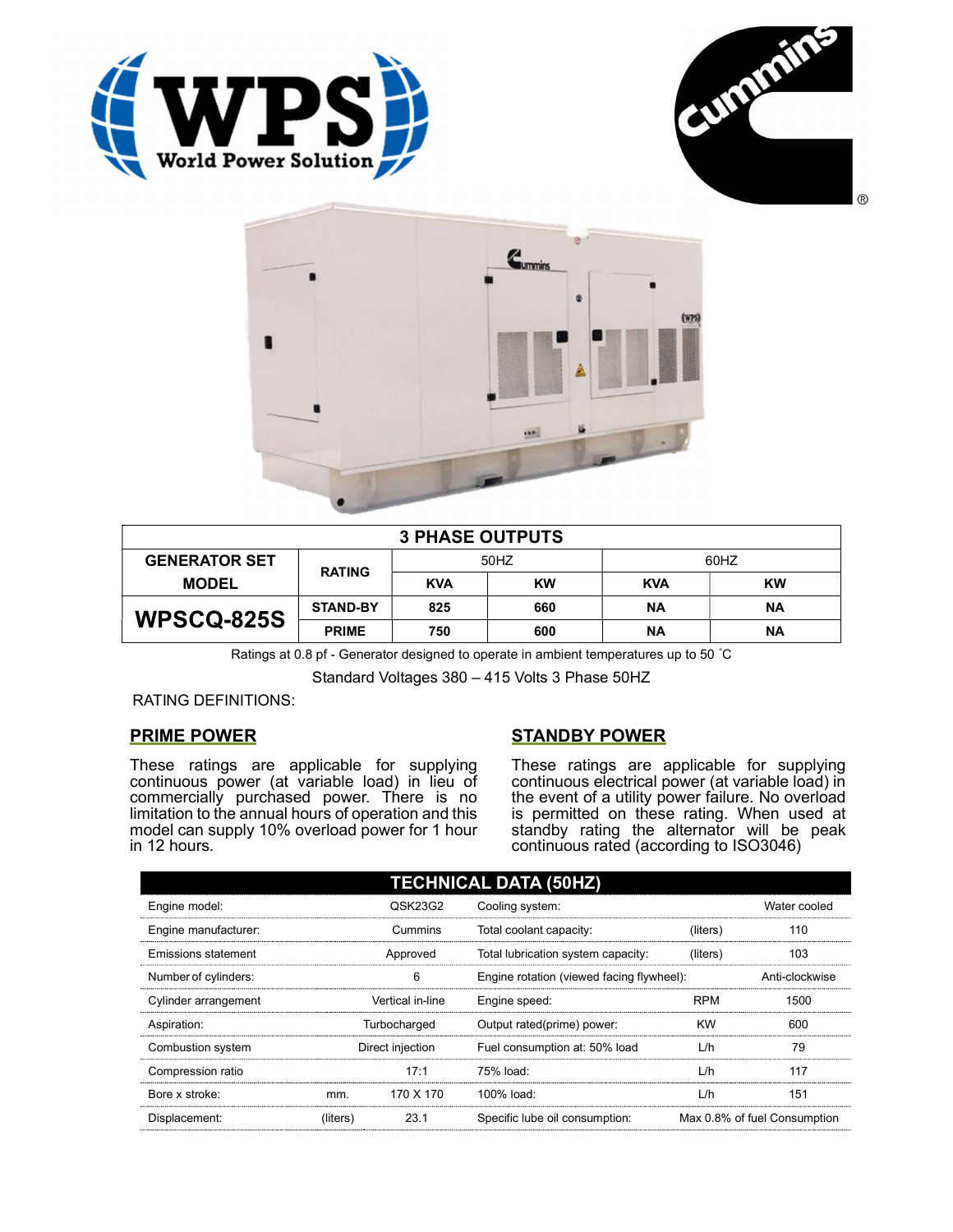# 3 PHASE OUTPUTS

| GENERATOR SET MODEL | RATING | 50HZ | | 60HZ | |
|---|---|---|---|---|---|
| | | KVA | KW | KVA | KW |
| WPSCQ-825S | STAND-BY | 825 | 660 | NA | NA |
| | PRIME | 750 | 600 | NA | NA |

Ratings at 0.8 pf - Generator designed to operate in ambient temperatures up to 50 ˚C

Standard Voltages 380 – 415 Volts 3 Phase 50HZ

RATING DEFINITIONS:

## PRIME POWER

These ratings are applicable for supplying continuous power (at variable load) in lieu of commercially purchased power. There is no limitation to the annual hours of operation and this model can supply 10% overload power for 1 hour in 12 hours.

## STANDBY POWER

These ratings are applicable for supplying continuous electrical power (at variable load) in the event of a utility power failure. No overload is permitted on these rating. When used at standby rating the alternator will be peak continuous rated (according to ISO3046)

## TECHNICAL DATA (50HZ)

| | | | | | |
|---|---|---|---|---|---|
| Engine model: | | QSK23G2 | Cooling system: | | Water cooled |
| Engine manufacturer: | | Cummins | Total coolant capacity: | (liters) | 110 |
| Emissions statement | | Approved | Total lubrication system capacity: | (liters) | 103 |
| Number of cylinders: | | 6 | Engine rotation (viewed facing flywheel): | | Anti-clockwise |
| Cylinder arrangement | | Vertical in-line | Engine speed: | RPM | 1500 |
| Aspiration: | | Turbocharged | Output rated(prime) power: | KW | 600 |
| Combustion system | | Direct injection | Fuel consumption at: 50% load | L/h | 79 |
| Compression ratio | | 17:1 | 75% load: | L/h | 117 |
| Bore x stroke: | mm. | 170 X 170 | 100% load: | L/h | 151 |
| Displacement: | (liters) | 23.1 | Specific lube oil consumption: | | Max 0.8% of fuel Consumption |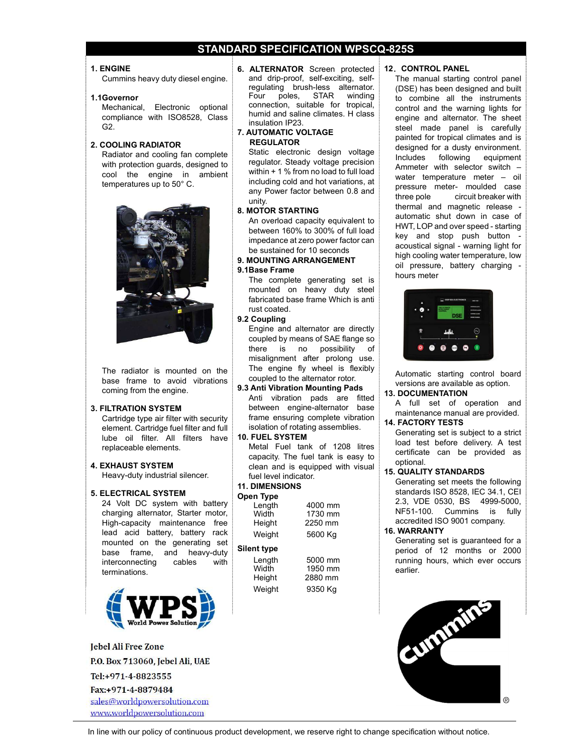# STANDARD SPECIFICATION WPSCQ-825S

## 1. ENGINE

Cummins heavy duty diesel engine.

### 1.1Governor

Mechanical, Electronic optional compliance with ISO8528, Class G2.

## 2. COOLING RADIATOR

Radiator and cooling fan complete with protection guards, designed to cool the engine in ambient temperatures up to 50° C.

The radiator is mounted on the base frame to avoid vibrations coming from the engine.

## 3. FILTRATION SYSTEM

Cartridge type air filter with security element. Cartridge fuel filter and full lube oil filter. All filters have replaceable elements.

## 4. EXHAUST SYSTEM

Heavy-duty industrial silencer.

## 5. ELECTRICAL SYSTEM

24 Volt DC system with battery charging alternator, Starter motor, High-capacity maintenance free lead acid battery, battery rack mounted on the generating set base frame, and heavy-duty interconnecting cables with terminations.

**WPS World Power Solution**

Jebel Ali Free Zone
P.O. Box 713060, Jebel Ali, UAE
Tel:+971-4-8823555
Fax:+971-4-8879484
sales@worldpowersolution.com
www.worldpowersolution.com

## 6. ALTERNATOR

Screen protected and drip-proof, self-exciting, self-regulating brush-less alternator. Four poles, STAR winding connection, suitable for tropical, humid and saline climates. H class insulation IP23.

## 7. AUTOMATIC VOLTAGE REGULATOR

Static electronic design voltage regulator. Steady voltage precision within + 1 % from no load to full load including cold and hot variations, at any Power factor between 0.8 and unity.

## 8. MOTOR STARTING

An overload capacity equivalent to between 160% to 300% of full load impedance at zero power factor can be sustained for 10 seconds

## 9. MOUNTING ARRANGEMENT

### 9.1Base Frame

The complete generating set is mounted on heavy duty steel fabricated base frame Which is anti rust coated.

### 9.2 Coupling

Engine and alternator are directly coupled by means of SAE flange so there is no possibility of misalignment after prolong use. The engine fly wheel is flexibly coupled to the alternator rotor.

### 9.3 Anti Vibration Mounting Pads

Anti vibration pads are fitted between engine-alternator base frame ensuring complete vibration isolation of rotating assemblies.

## 10. FUEL SYSTEM

Metal Fuel tank of 1208 litres capacity. The fuel tank is easy to clean and is equipped with visual fuel level indicator.

## 11. DIMENSIONS

**Open Type**

| | |
|---|---|
| Length | 4000 mm |
| Width | 1730 mm |
| Height | 2250 mm |
| Weight | 5600 Kg |

**Silent type**

| | |
|---|---|
| Length | 5000 mm |
| Width | 1950 mm |
| Height | 2880 mm |
| Weight | 9350 Kg |

## 12. CONTROL PANEL

The manual starting control panel (DSE) has been designed and built to combine all the instruments control and the warning lights for engine and alternator. The sheet steel made panel is carefully painted for tropical climates and is designed for a dusty environment. Includes following equipment Ammeter with selector switch – water temperature meter – oil pressure meter- moulded case three pole circuit breaker with thermal and magnetic release - automatic shut down in case of HWT, LOP and over speed - starting key and stop push button - acoustical signal - warning light for high cooling water temperature, low oil pressure, battery charging - hours meter

Automatic starting control board versions are available as option.

## 13. DOCUMENTATION

A full set of operation and maintenance manual are provided.

## 14. FACTORY TESTS

Generating set is subject to a strict load test before delivery. A test certificate can be provided as optional.

## 15. QUALITY STANDARDS

Generating set meets the following standards ISO 8528, IEC 34.1, CEI 2.3, VDE 0530, BS 4999-5000, NF51-100. Cummins is fully accredited ISO 9001 company.

## 16. WARRANTY

Generating set is guaranteed for a period of 12 months or 2000 running hours, which ever occurs earlier.

Cummins®

In line with our policy of continuous product development, we reserve right to change specification without notice.